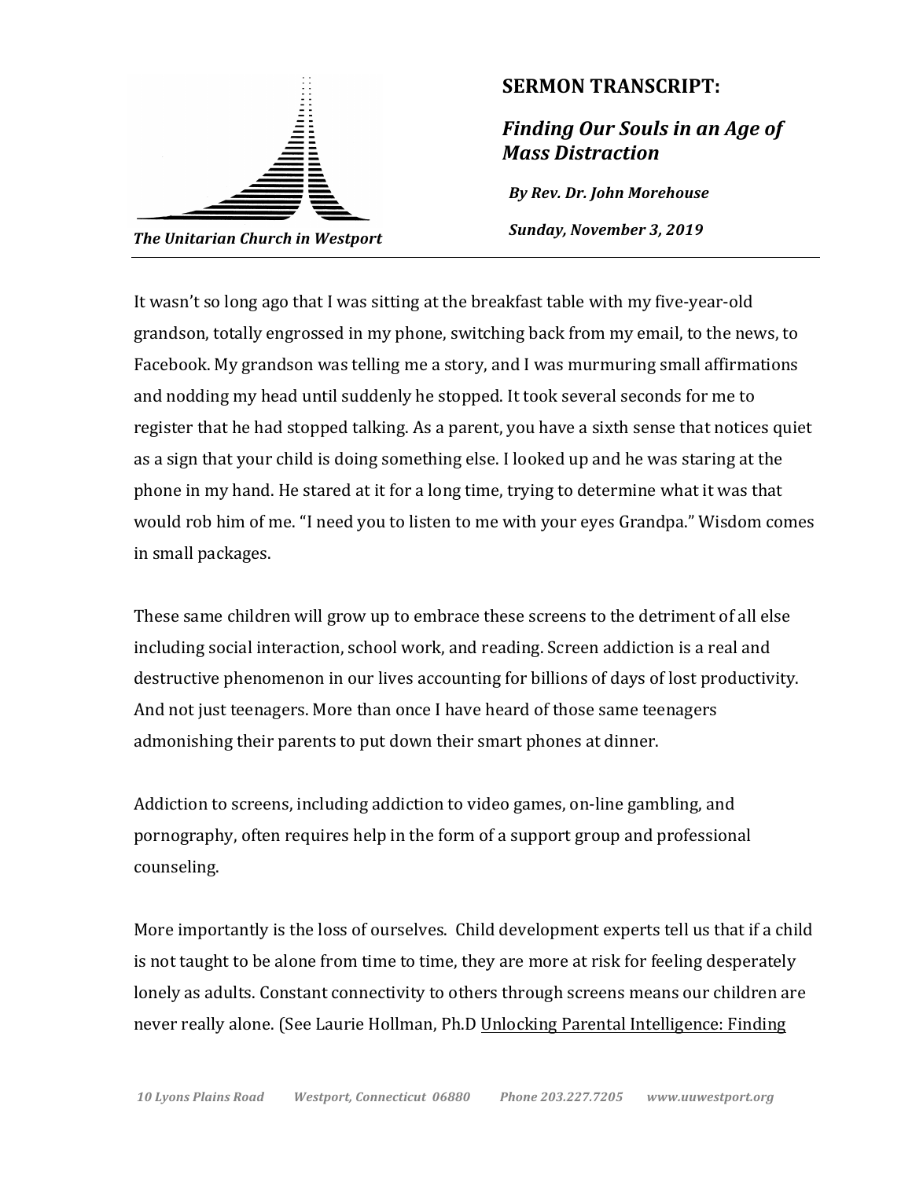The Unitarian Church in Westport

**SERMON TRANSCRIPT:**

# *Finding Our Souls in an Age of Mass Distraction*

***By Rev. Dr. John Morehouse***

***Sunday, November 3, 2019***

---

It wasn't so long ago that I was sitting at the breakfast table with my five-year-old grandson, totally engrossed in my phone, switching back from my email, to the news, to Facebook. My grandson was telling me a story, and I was murmuring small affirmations and nodding my head until suddenly he stopped. It took several seconds for me to register that he had stopped talking. As a parent, you have a sixth sense that notices quiet as a sign that your child is doing something else. I looked up and he was staring at the phone in my hand. He stared at it for a long time, trying to determine what it was that would rob him of me. "I need you to listen to me with your eyes Grandpa." Wisdom comes in small packages.

These same children will grow up to embrace these screens to the detriment of all else including social interaction, school work, and reading. Screen addiction is a real and destructive phenomenon in our lives accounting for billions of days of lost productivity. And not just teenagers. More than once I have heard of those same teenagers admonishing their parents to put down their smart phones at dinner.

Addiction to screens, including addiction to video games, on-line gambling, and pornography, often requires help in the form of a support group and professional counseling.

More importantly is the loss of ourselves. Child development experts tell us that if a child is not taught to be alone from time to time, they are more at risk for feeling desperately lonely as adults. Constant connectivity to others through screens means our children are never really alone. (See Laurie Hollman, Ph.D <u>Unlocking Parental Intelligence: Finding</u>

10 Lyons Plains Road Westport, Connecticut 06880 Phone 203.227.7205 www.uuwestport.org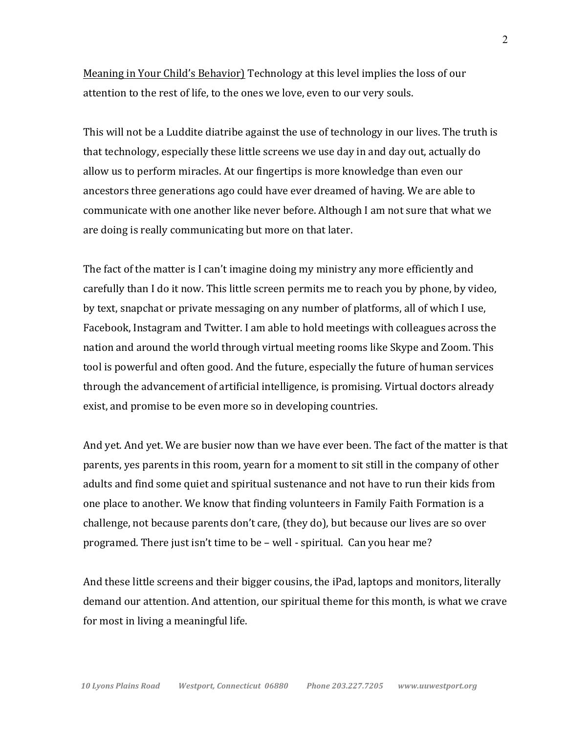Meaning in Your Child's Behavior) Technology at this level implies the loss of our attention to the rest of life, to the ones we love, even to our very souls.

This will not be a Luddite diatribe against the use of technology in our lives. The truth is that technology, especially these little screens we use day in and day out, actually do allow us to perform miracles. At our fingertips is more knowledge than even our ancestors three generations ago could have ever dreamed of having. We are able to communicate with one another like never before. Although I am not sure that what we are doing is really communicating but more on that later.

The fact of the matter is I can't imagine doing my ministry any more efficiently and carefully than I do it now. This little screen permits me to reach you by phone, by video, by text, snapchat or private messaging on any number of platforms, all of which I use, Facebook, Instagram and Twitter. I am able to hold meetings with colleagues across the nation and around the world through virtual meeting rooms like Skype and Zoom. This tool is powerful and often good. And the future, especially the future of human services through the advancement of artificial intelligence, is promising. Virtual doctors already exist, and promise to be even more so in developing countries.

And yet. And yet. We are busier now than we have ever been. The fact of the matter is that parents, yes parents in this room, yearn for a moment to sit still in the company of other adults and find some quiet and spiritual sustenance and not have to run their kids from one place to another. We know that finding volunteers in Family Faith Formation is a challenge, not because parents don't care, (they do), but because our lives are so over programed. There just isn't time to be – well - spiritual. Can you hear me?

And these little screens and their bigger cousins, the iPad, laptops and monitors, literally demand our attention. And attention, our spiritual theme for this month, is what we crave for most in living a meaningful life.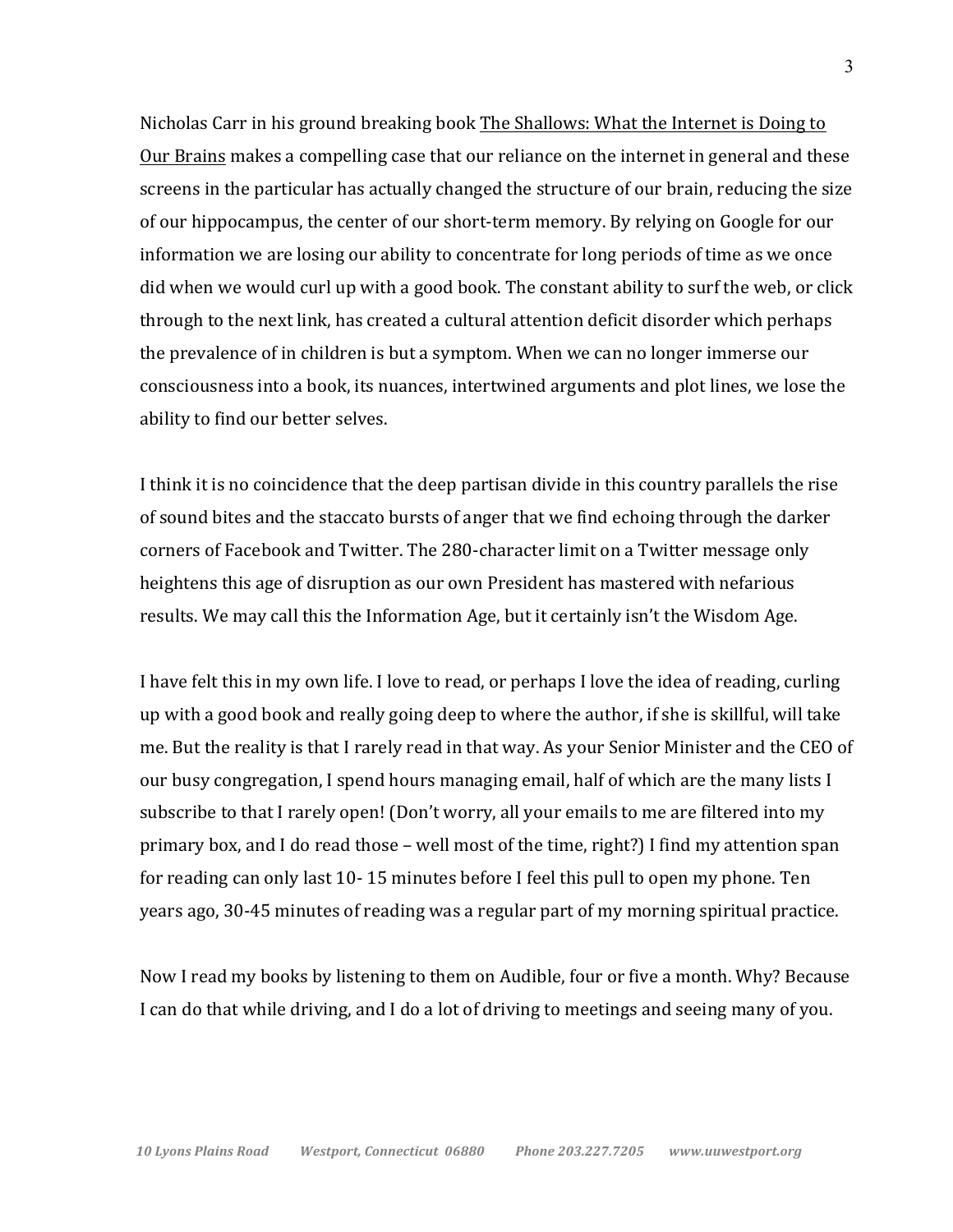Nicholas Carr in his ground breaking book <u>The Shallows: What the Internet is Doing to Our Brains</u> makes a compelling case that our reliance on the internet in general and these screens in the particular has actually changed the structure of our brain, reducing the size of our hippocampus, the center of our short-term memory. By relying on Google for our information we are losing our ability to concentrate for long periods of time as we once did when we would curl up with a good book. The constant ability to surf the web, or click through to the next link, has created a cultural attention deficit disorder which perhaps the prevalence of in children is but a symptom. When we can no longer immerse our consciousness into a book, its nuances, intertwined arguments and plot lines, we lose the ability to find our better selves.

I think it is no coincidence that the deep partisan divide in this country parallels the rise of sound bites and the staccato bursts of anger that we find echoing through the darker corners of Facebook and Twitter. The 280-character limit on a Twitter message only heightens this age of disruption as our own President has mastered with nefarious results. We may call this the Information Age, but it certainly isn't the Wisdom Age.

I have felt this in my own life. I love to read, or perhaps I love the idea of reading, curling up with a good book and really going deep to where the author, if she is skillful, will take me. But the reality is that I rarely read in that way. As your Senior Minister and the CEO of our busy congregation, I spend hours managing email, half of which are the many lists I subscribe to that I rarely open! (Don't worry, all your emails to me are filtered into my primary box, and I do read those – well most of the time, right?) I find my attention span for reading can only last 10- 15 minutes before I feel this pull to open my phone. Ten years ago, 30-45 minutes of reading was a regular part of my morning spiritual practice.

Now I read my books by listening to them on Audible, four or five a month. Why? Because I can do that while driving, and I do a lot of driving to meetings and seeing many of you.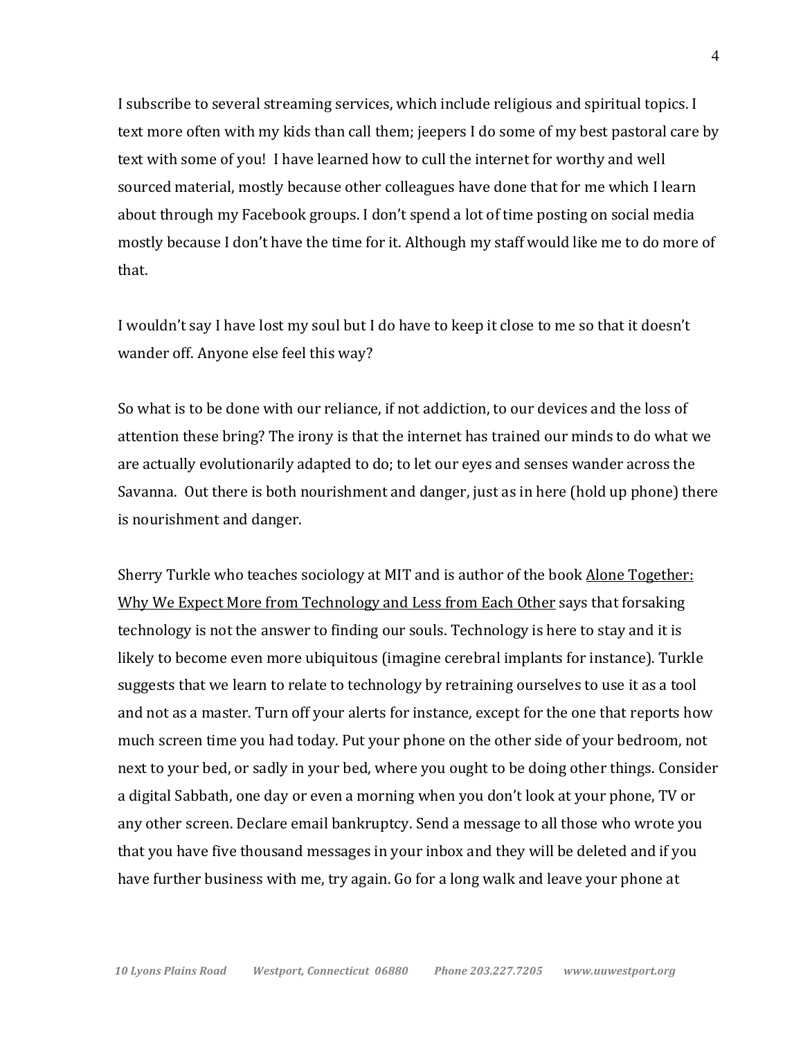I subscribe to several streaming services, which include religious and spiritual topics. I text more often with my kids than call them; jeepers I do some of my best pastoral care by text with some of you! I have learned how to cull the internet for worthy and well sourced material, mostly because other colleagues have done that for me which I learn about through my Facebook groups. I don't spend a lot of time posting on social media mostly because I don't have the time for it. Although my staff would like me to do more of that.

I wouldn't say I have lost my soul but I do have to keep it close to me so that it doesn't wander off. Anyone else feel this way?

So what is to be done with our reliance, if not addiction, to our devices and the loss of attention these bring? The irony is that the internet has trained our minds to do what we are actually evolutionarily adapted to do; to let our eyes and senses wander across the Savanna. Out there is both nourishment and danger, just as in here (hold up phone) there is nourishment and danger.

Sherry Turkle who teaches sociology at MIT and is author of the book <u>Alone Together: Why We Expect More from Technology and Less from Each Other</u> says that forsaking technology is not the answer to finding our souls. Technology is here to stay and it is likely to become even more ubiquitous (imagine cerebral implants for instance). Turkle suggests that we learn to relate to technology by retraining ourselves to use it as a tool and not as a master. Turn off your alerts for instance, except for the one that reports how much screen time you had today. Put your phone on the other side of your bedroom, not next to your bed, or sadly in your bed, where you ought to be doing other things. Consider a digital Sabbath, one day or even a morning when you don't look at your phone, TV or any other screen. Declare email bankruptcy. Send a message to all those who wrote you that you have five thousand messages in your inbox and they will be deleted and if you have further business with me, try again. Go for a long walk and leave your phone at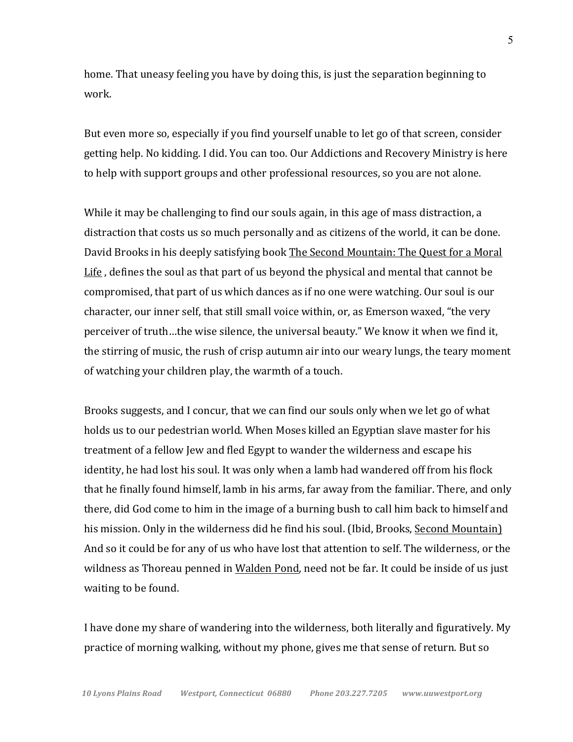home. That uneasy feeling you have by doing this, is just the separation beginning to work.

But even more so, especially if you find yourself unable to let go of that screen, consider getting help. No kidding. I did. You can too. Our Addictions and Recovery Ministry is here to help with support groups and other professional resources, so you are not alone.

While it may be challenging to find our souls again, in this age of mass distraction, a distraction that costs us so much personally and as citizens of the world, it can be done. David Brooks in his deeply satisfying book The Second Mountain: The Quest for a Moral Life , defines the soul as that part of us beyond the physical and mental that cannot be compromised, that part of us which dances as if no one were watching. Our soul is our character, our inner self, that still small voice within, or, as Emerson waxed, "the very perceiver of truth…the wise silence, the universal beauty." We know it when we find it, the stirring of music, the rush of crisp autumn air into our weary lungs, the teary moment of watching your children play, the warmth of a touch.

Brooks suggests, and I concur, that we can find our souls only when we let go of what holds us to our pedestrian world. When Moses killed an Egyptian slave master for his treatment of a fellow Jew and fled Egypt to wander the wilderness and escape his identity, he had lost his soul. It was only when a lamb had wandered off from his flock that he finally found himself, lamb in his arms, far away from the familiar. There, and only there, did God come to him in the image of a burning bush to call him back to himself and his mission. Only in the wilderness did he find his soul. (Ibid, Brooks, Second Mountain) And so it could be for any of us who have lost that attention to self. The wilderness, or the wildness as Thoreau penned in Walden Pond, need not be far. It could be inside of us just waiting to be found.

I have done my share of wandering into the wilderness, both literally and figuratively. My practice of morning walking, without my phone, gives me that sense of return. But so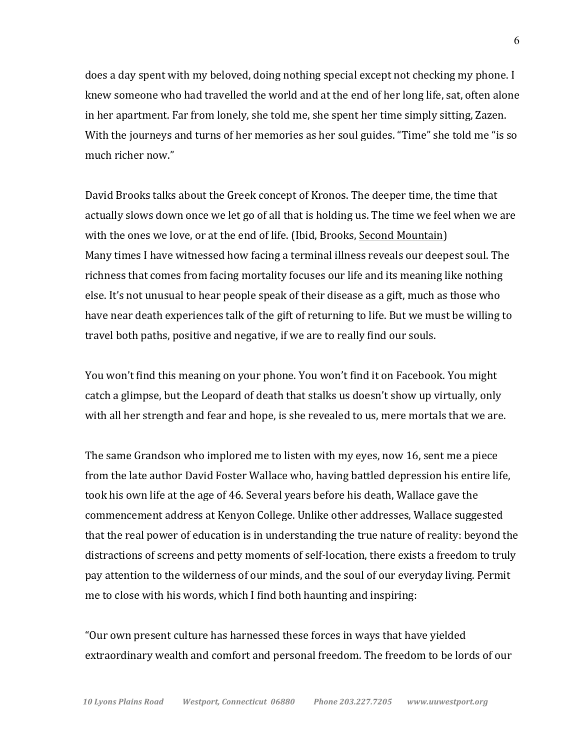does a day spent with my beloved, doing nothing special except not checking my phone. I knew someone who had travelled the world and at the end of her long life, sat, often alone in her apartment. Far from lonely, she told me, she spent her time simply sitting, Zazen. With the journeys and turns of her memories as her soul guides. "Time" she told me "is so much richer now."

David Brooks talks about the Greek concept of Kronos. The deeper time, the time that actually slows down once we let go of all that is holding us. The time we feel when we are with the ones we love, or at the end of life. (Ibid, Brooks, Second Mountain)
Many times I have witnessed how facing a terminal illness reveals our deepest soul. The richness that comes from facing mortality focuses our life and its meaning like nothing else. It's not unusual to hear people speak of their disease as a gift, much as those who have near death experiences talk of the gift of returning to life. But we must be willing to travel both paths, positive and negative, if we are to really find our souls.

You won't find this meaning on your phone. You won't find it on Facebook. You might catch a glimpse, but the Leopard of death that stalks us doesn't show up virtually, only with all her strength and fear and hope, is she revealed to us, mere mortals that we are.

The same Grandson who implored me to listen with my eyes, now 16, sent me a piece from the late author David Foster Wallace who, having battled depression his entire life, took his own life at the age of 46. Several years before his death, Wallace gave the commencement address at Kenyon College. Unlike other addresses, Wallace suggested that the real power of education is in understanding the true nature of reality: beyond the distractions of screens and petty moments of self-location, there exists a freedom to truly pay attention to the wilderness of our minds, and the soul of our everyday living. Permit me to close with his words, which I find both haunting and inspiring:

"Our own present culture has harnessed these forces in ways that have yielded extraordinary wealth and comfort and personal freedom. The freedom to be lords of our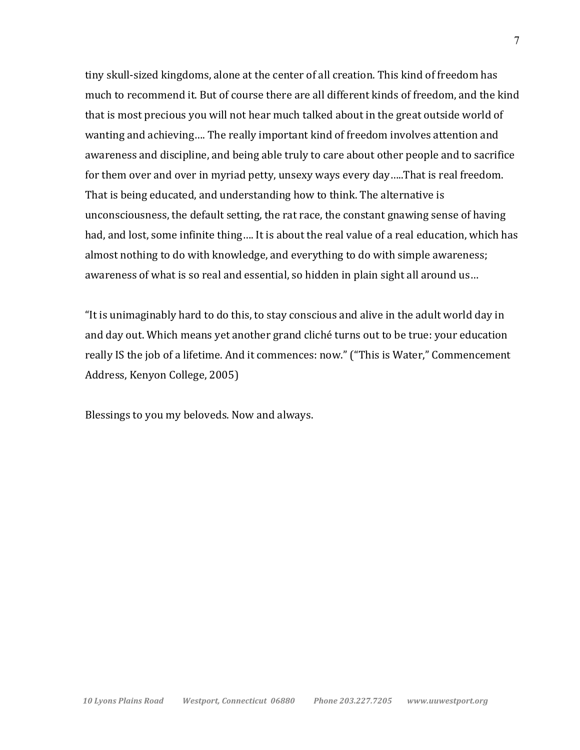tiny skull-sized kingdoms, alone at the center of all creation. This kind of freedom has much to recommend it. But of course there are all different kinds of freedom, and the kind that is most precious you will not hear much talked about in the great outside world of wanting and achieving…. The really important kind of freedom involves attention and awareness and discipline, and being able truly to care about other people and to sacrifice for them over and over in myriad petty, unsexy ways every day…..That is real freedom. That is being educated, and understanding how to think. The alternative is unconsciousness, the default setting, the rat race, the constant gnawing sense of having had, and lost, some infinite thing…. It is about the real value of a real education, which has almost nothing to do with knowledge, and everything to do with simple awareness; awareness of what is so real and essential, so hidden in plain sight all around us…

"It is unimaginably hard to do this, to stay conscious and alive in the adult world day in and day out. Which means yet another grand cliché turns out to be true: your education really IS the job of a lifetime. And it commences: now." ("This is Water," Commencement Address, Kenyon College, 2005)

Blessings to you my beloveds. Now and always.